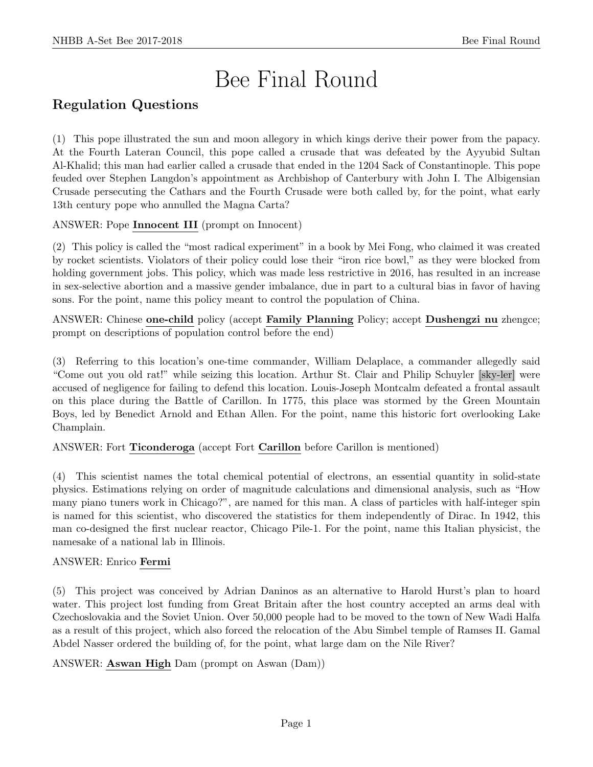# Bee Final Round

## Regulation Questions

(1) This pope illustrated the sun and moon allegory in which kings derive their power from the papacy. At the Fourth Lateran Council, this pope called a crusade that was defeated by the Ayyubid Sultan Al-Khalid; this man had earlier called a crusade that ended in the 1204 Sack of Constantinople. This pope feuded over Stephen Langdon's appointment as Archbishop of Canterbury with John I. The Albigensian Crusade persecuting the Cathars and the Fourth Crusade were both called by, for the point, what early 13th century pope who annulled the Magna Carta?

ANSWER: Pope **Innocent III** (prompt on Innocent)

(2) This policy is called the "most radical experiment" in a book by Mei Fong, who claimed it was created by rocket scientists. Violators of their policy could lose their "iron rice bowl," as they were blocked from holding government jobs. This policy, which was made less restrictive in 2016, has resulted in an increase in sex-selective abortion and a massive gender imbalance, due in part to a cultural bias in favor of having sons. For the point, name this policy meant to control the population of China.

ANSWER: Chinese **one-child** policy (accept **Family Planning** Policy; accept **Dushengzi nu** zhengce; prompt on descriptions of population control before the end)

(3) Referring to this location's one-time commander, William Delaplace, a commander allegedly said "Come out you old rat!" while seizing this location. Arthur St. Clair and Philip Schuyler [sky-ler] were accused of negligence for failing to defend this location. Louis-Joseph Montcalm defeated a frontal assault on this place during the Battle of Carillon. In 1775, this place was stormed by the Green Mountain Boys, led by Benedict Arnold and Ethan Allen. For the point, name this historic fort overlooking Lake Champlain.

ANSWER: Fort **Ticonderoga** (accept Fort **Carillon** before Carillon is mentioned)

(4) This scientist names the total chemical potential of electrons, an essential quantity in solid-state physics. Estimations relying on order of magnitude calculations and dimensional analysis, such as "How many piano tuners work in Chicago?", are named for this man. A class of particles with half-integer spin is named for this scientist, who discovered the statistics for them independently of Dirac. In 1942, this man co-designed the first nuclear reactor, Chicago Pile-1. For the point, name this Italian physicist, the namesake of a national lab in Illinois.

ANSWER: Enrico **Fermi**

(5) This project was conceived by Adrian Daninos as an alternative to Harold Hurst's plan to hoard water. This project lost funding from Great Britain after the host country accepted an arms deal with Czechoslovakia and the Soviet Union. Over 50,000 people had to be moved to the town of New Wadi Halfa as a result of this project, which also forced the relocation of the Abu Simbel temple of Ramses II. Gamal Abdel Nasser ordered the building of, for the point, what large dam on the Nile River?

ANSWER: **Aswan High** Dam (prompt on Aswan (Dam))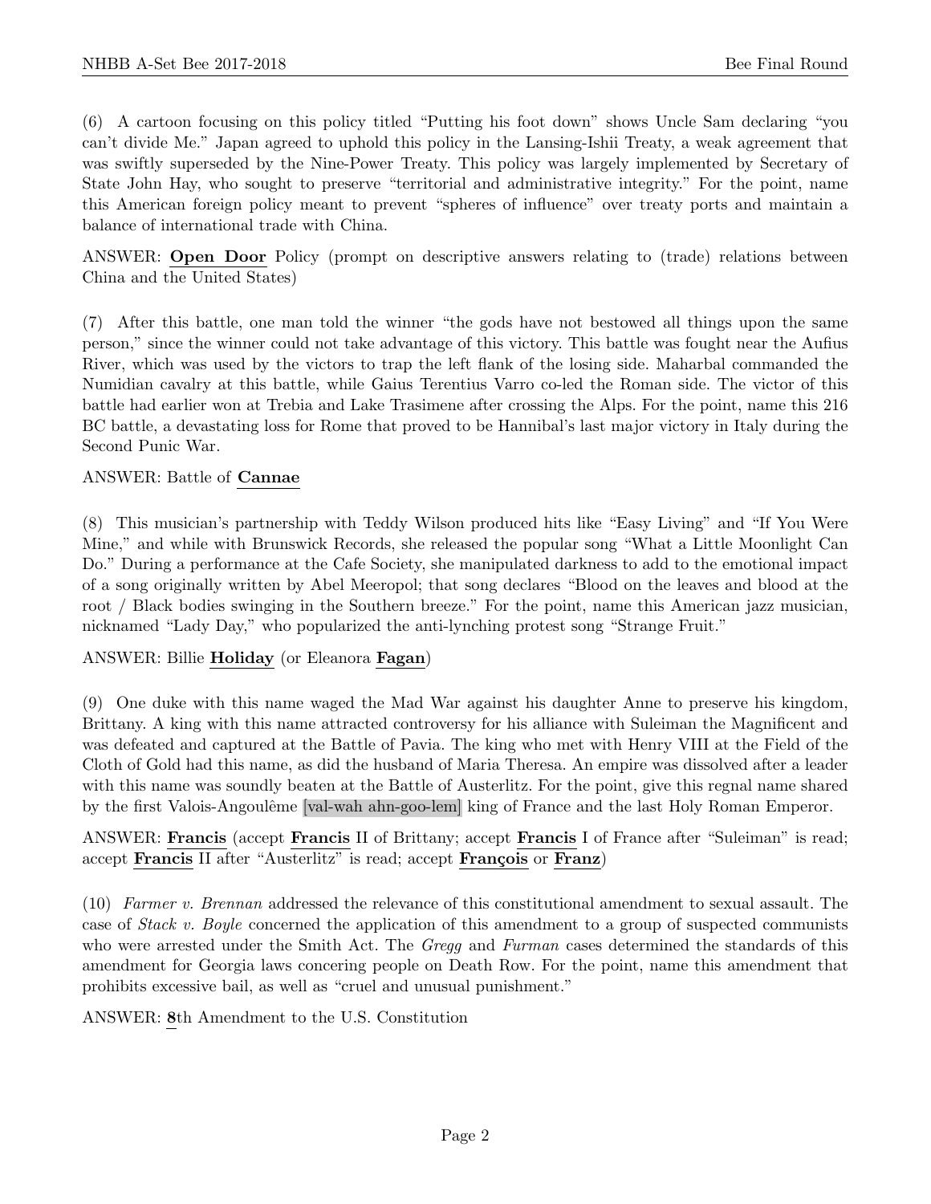(6) A cartoon focusing on this policy titled "Putting his foot down" shows Uncle Sam declaring "you can't divide Me." Japan agreed to uphold this policy in the Lansing-Ishii Treaty, a weak agreement that was swiftly superseded by the Nine-Power Treaty. This policy was largely implemented by Secretary of State John Hay, who sought to preserve "territorial and administrative integrity." For the point, name this American foreign policy meant to prevent "spheres of influence" over treaty ports and maintain a balance of international trade with China.

ANSWER: **Open Door** Policy (prompt on descriptive answers relating to (trade) relations between China and the United States)

(7) After this battle, one man told the winner "the gods have not bestowed all things upon the same person," since the winner could not take advantage of this victory. This battle was fought near the Aufius River, which was used by the victors to trap the left flank of the losing side. Maharbal commanded the Numidian cavalry at this battle, while Gaius Terentius Varro co-led the Roman side. The victor of this battle had earlier won at Trebia and Lake Trasimene after crossing the Alps. For the point, name this 216 BC battle, a devastating loss for Rome that proved to be Hannibal's last major victory in Italy during the Second Punic War.

ANSWER: Battle of **Cannae**

(8) This musician's partnership with Teddy Wilson produced hits like "Easy Living" and "If You Were Mine," and while with Brunswick Records, she released the popular song "What a Little Moonlight Can Do." During a performance at the Cafe Society, she manipulated darkness to add to the emotional impact of a song originally written by Abel Meeropol; that song declares "Blood on the leaves and blood at the root / Black bodies swinging in the Southern breeze." For the point, name this American jazz musician, nicknamed "Lady Day," who popularized the anti-lynching protest song "Strange Fruit."

ANSWER: Billie **Holiday** (or Eleanora **Fagan**)

(9) One duke with this name waged the Mad War against his daughter Anne to preserve his kingdom, Brittany. A king with this name attracted controversy for his alliance with Suleiman the Magnificent and was defeated and captured at the Battle of Pavia. The king who met with Henry VIII at the Field of the Cloth of Gold had this name, as did the husband of Maria Theresa. An empire was dissolved after a leader with this name was soundly beaten at the Battle of Austerlitz. For the point, give this regnal name shared by the first Valois-Angoulême [val-wah ahn-goo-lem] king of France and the last Holy Roman Emperor.

ANSWER: **Francis** (accept **Francis** II of Brittany; accept **Francis** I of France after "Suleiman" is read; accept **Francis** II after "Austerlitz" is read; accept **François** or **Franz**)

(10) *Farmer v. Brennan* addressed the relevance of this constitutional amendment to sexual assault. The case of *Stack v. Boyle* concerned the application of this amendment to a group of suspected communists who were arrested under the Smith Act. The *Gregg* and *Furman* cases determined the standards of this amendment for Georgia laws concering people on Death Row. For the point, name this amendment that prohibits excessive bail, as well as "cruel and unusual punishment."

ANSWER: **8**th Amendment to the U.S. Constitution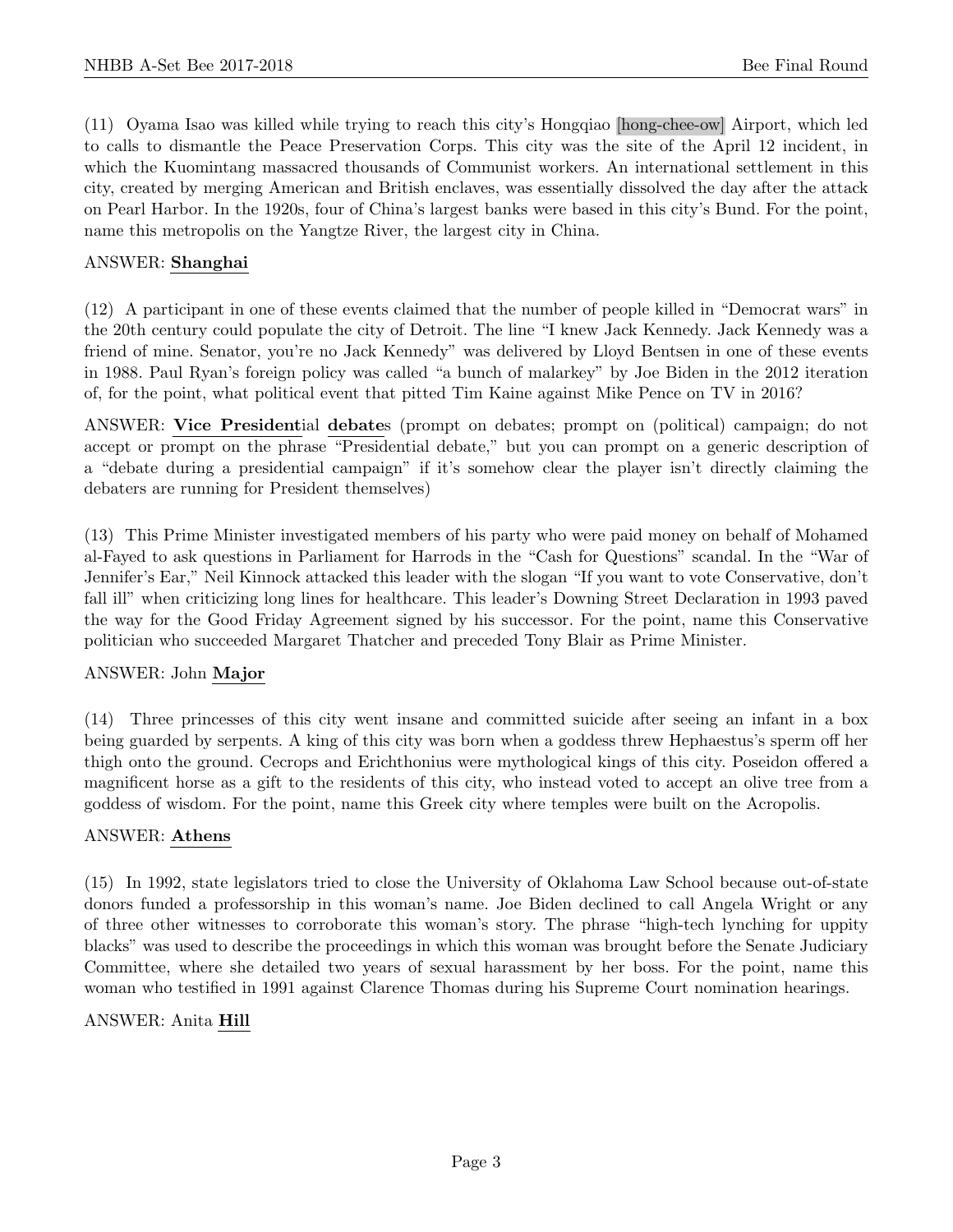(11) Oyama Isao was killed while trying to reach this city's Hongqiao [hong-chee-ow] Airport, which led to calls to dismantle the Peace Preservation Corps. This city was the site of the April 12 incident, in which the Kuomintang massacred thousands of Communist workers. An international settlement in this city, created by merging American and British enclaves, was essentially dissolved the day after the attack on Pearl Harbor. In the 1920s, four of China's largest banks were based in this city's Bund. For the point, name this metropolis on the Yangtze River, the largest city in China.

ANSWER: **Shanghai**

(12) A participant in one of these events claimed that the number of people killed in "Democrat wars" in the 20th century could populate the city of Detroit. The line "I knew Jack Kennedy. Jack Kennedy was a friend of mine. Senator, you're no Jack Kennedy" was delivered by Lloyd Bentsen in one of these events in 1988. Paul Ryan's foreign policy was called "a bunch of malarkey" by Joe Biden in the 2012 iteration of, for the point, what political event that pitted Tim Kaine against Mike Pence on TV in 2016?

ANSWER: **Vice Presidential debates** (prompt on debates; prompt on (political) campaign; do not accept or prompt on the phrase "Presidential debate," but you can prompt on a generic description of a "debate during a presidential campaign" if it's somehow clear the player isn't directly claiming the debaters are running for President themselves)

(13) This Prime Minister investigated members of his party who were paid money on behalf of Mohamed al-Fayed to ask questions in Parliament for Harrods in the "Cash for Questions" scandal. In the "War of Jennifer's Ear," Neil Kinnock attacked this leader with the slogan "If you want to vote Conservative, don't fall ill" when criticizing long lines for healthcare. This leader's Downing Street Declaration in 1993 paved the way for the Good Friday Agreement signed by his successor. For the point, name this Conservative politician who succeeded Margaret Thatcher and preceded Tony Blair as Prime Minister.

ANSWER: John **Major**

(14) Three princesses of this city went insane and committed suicide after seeing an infant in a box being guarded by serpents. A king of this city was born when a goddess threw Hephaestus's sperm off her thigh onto the ground. Cecrops and Erichthonius were mythological kings of this city. Poseidon offered a magnificent horse as a gift to the residents of this city, who instead voted to accept an olive tree from a goddess of wisdom. For the point, name this Greek city where temples were built on the Acropolis.

ANSWER: **Athens**

(15) In 1992, state legislators tried to close the University of Oklahoma Law School because out-of-state donors funded a professorship in this woman's name. Joe Biden declined to call Angela Wright or any of three other witnesses to corroborate this woman's story. The phrase "high-tech lynching for uppity blacks" was used to describe the proceedings in which this woman was brought before the Senate Judiciary Committee, where she detailed two years of sexual harassment by her boss. For the point, name this woman who testified in 1991 against Clarence Thomas during his Supreme Court nomination hearings.

ANSWER: Anita **Hill**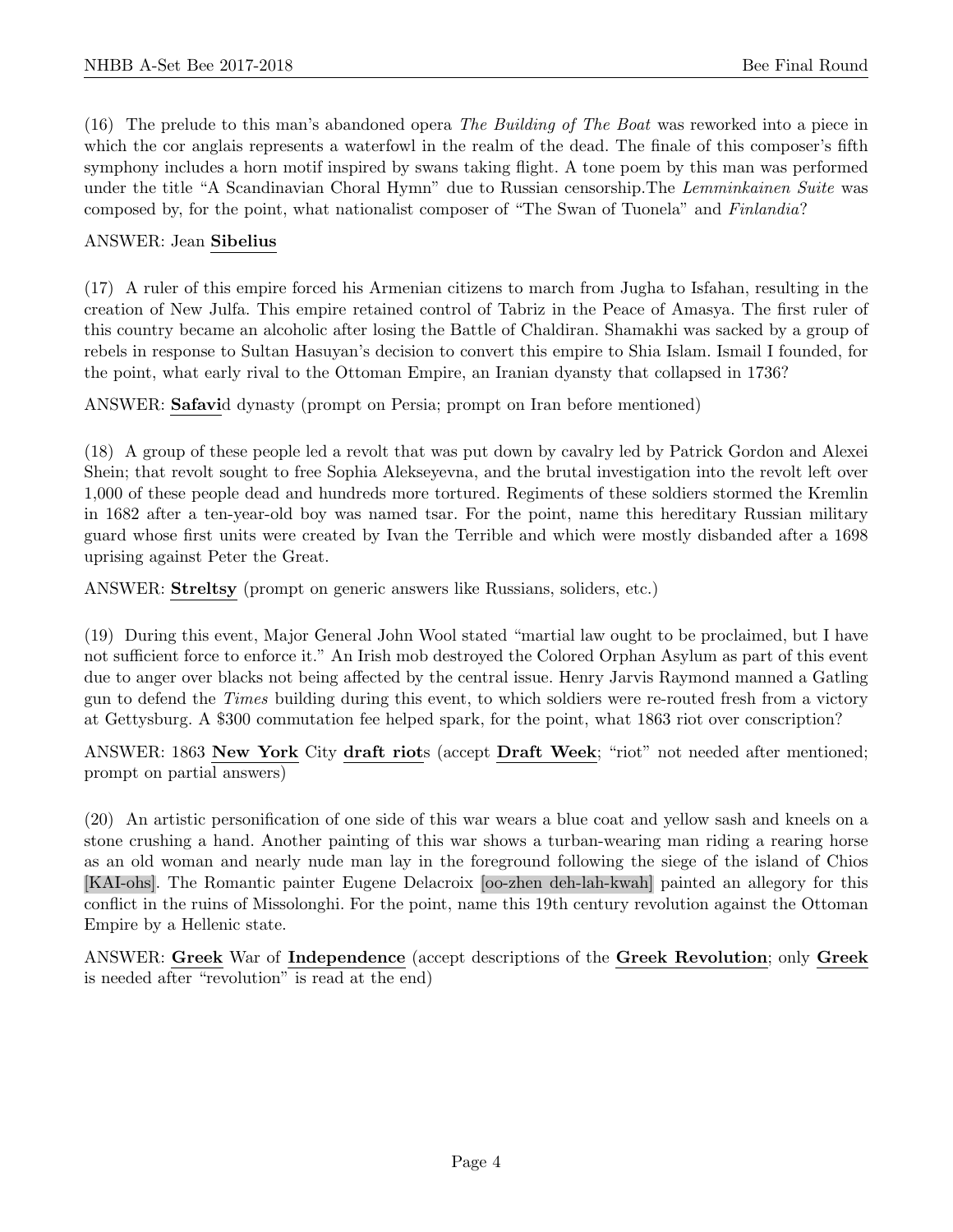(16) The prelude to this man's abandoned opera *The Building of The Boat* was reworked into a piece in which the cor anglais represents a waterfowl in the realm of the dead. The finale of this composer's fifth symphony includes a horn motif inspired by swans taking flight. A tone poem by this man was performed under the title "A Scandinavian Choral Hymn" due to Russian censorship.The *Lemminkainen Suite* was composed by, for the point, what nationalist composer of "The Swan of Tuonela" and *Finlandia*?

ANSWER: Jean **Sibelius**

(17) A ruler of this empire forced his Armenian citizens to march from Jugha to Isfahan, resulting in the creation of New Julfa. This empire retained control of Tabriz in the Peace of Amasya. The first ruler of this country became an alcoholic after losing the Battle of Chaldiran. Shamakhi was sacked by a group of rebels in response to Sultan Hasuyan's decision to convert this empire to Shia Islam. Ismail I founded, for the point, what early rival to the Ottoman Empire, an Iranian dyansty that collapsed in 1736?

ANSWER: **Safavi**d dynasty (prompt on Persia; prompt on Iran before mentioned)

(18) A group of these people led a revolt that was put down by cavalry led by Patrick Gordon and Alexei Shein; that revolt sought to free Sophia Alekseyevna, and the brutal investigation into the revolt left over 1,000 of these people dead and hundreds more tortured. Regiments of these soldiers stormed the Kremlin in 1682 after a ten-year-old boy was named tsar. For the point, name this hereditary Russian military guard whose first units were created by Ivan the Terrible and which were mostly disbanded after a 1698 uprising against Peter the Great.

ANSWER: **Streltsy** (prompt on generic answers like Russians, soliders, etc.)

(19) During this event, Major General John Wool stated "martial law ought to be proclaimed, but I have not sufficient force to enforce it." An Irish mob destroyed the Colored Orphan Asylum as part of this event due to anger over blacks not being affected by the central issue. Henry Jarvis Raymond manned a Gatling gun to defend the *Times* building during this event, to which soldiers were re-routed fresh from a victory at Gettysburg. A $300 commutation fee helped spark, for the point, what 1863 riot over conscription?

ANSWER: 1863 **New York** City **draft riot**s (accept **Draft Week**; "riot" not needed after mentioned; prompt on partial answers)

(20) An artistic personification of one side of this war wears a blue coat and yellow sash and kneels on a stone crushing a hand. Another painting of this war shows a turban-wearing man riding a rearing horse as an old woman and nearly nude man lay in the foreground following the siege of the island of Chios [KAI-ohs]. The Romantic painter Eugene Delacroix [oo-zhen deh-lah-kwah] painted an allegory for this conflict in the ruins of Missolonghi. For the point, name this 19th century revolution against the Ottoman Empire by a Hellenic state.

ANSWER: **Greek** War of **Independence** (accept descriptions of the **Greek Revolution**; only **Greek** is needed after "revolution" is read at the end)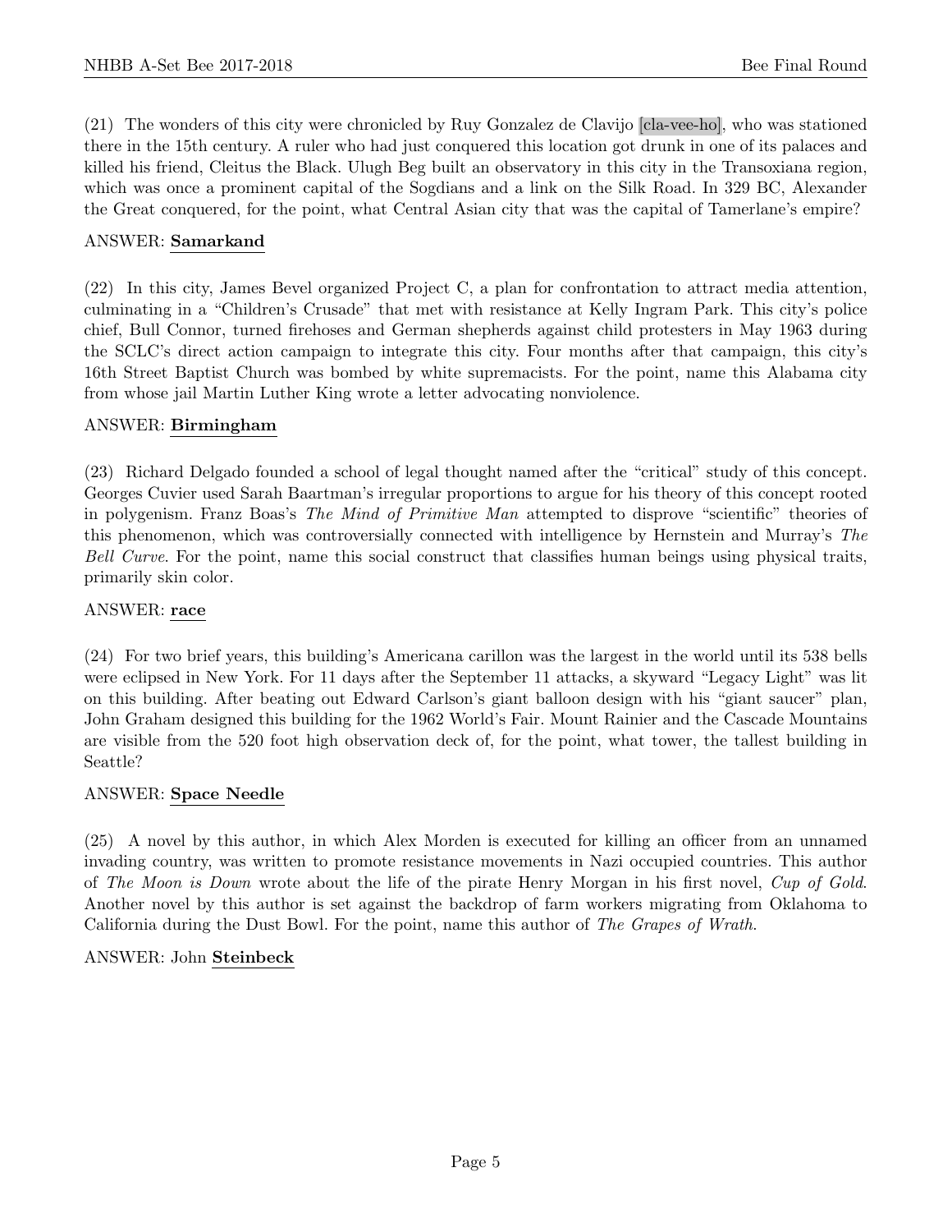(21) The wonders of this city were chronicled by Ruy Gonzalez de Clavijo [cla-vee-ho], who was stationed there in the 15th century. A ruler who had just conquered this location got drunk in one of its palaces and killed his friend, Cleitus the Black. Ulugh Beg built an observatory in this city in the Transoxiana region, which was once a prominent capital of the Sogdians and a link on the Silk Road. In 329 BC, Alexander the Great conquered, for the point, what Central Asian city that was the capital of Tamerlane's empire?

ANSWER: **Samarkand**

(22) In this city, James Bevel organized Project C, a plan for confrontation to attract media attention, culminating in a "Children's Crusade" that met with resistance at Kelly Ingram Park. This city's police chief, Bull Connor, turned firehoses and German shepherds against child protesters in May 1963 during the SCLC's direct action campaign to integrate this city. Four months after that campaign, this city's 16th Street Baptist Church was bombed by white supremacists. For the point, name this Alabama city from whose jail Martin Luther King wrote a letter advocating nonviolence.

ANSWER: **Birmingham**

(23) Richard Delgado founded a school of legal thought named after the "critical" study of this concept. Georges Cuvier used Sarah Baartman's irregular proportions to argue for his theory of this concept rooted in polygenism. Franz Boas's *The Mind of Primitive Man* attempted to disprove "scientific" theories of this phenomenon, which was controversially connected with intelligence by Hernstein and Murray's *The Bell Curve*. For the point, name this social construct that classifies human beings using physical traits, primarily skin color.

ANSWER: **race**

(24) For two brief years, this building's Americana carillon was the largest in the world until its 538 bells were eclipsed in New York. For 11 days after the September 11 attacks, a skyward "Legacy Light" was lit on this building. After beating out Edward Carlson's giant balloon design with his "giant saucer" plan, John Graham designed this building for the 1962 World's Fair. Mount Rainier and the Cascade Mountains are visible from the 520 foot high observation deck of, for the point, what tower, the tallest building in Seattle?

ANSWER: **Space Needle**

(25) A novel by this author, in which Alex Morden is executed for killing an officer from an unnamed invading country, was written to promote resistance movements in Nazi occupied countries. This author of *The Moon is Down* wrote about the life of the pirate Henry Morgan in his first novel, *Cup of Gold*. Another novel by this author is set against the backdrop of farm workers migrating from Oklahoma to California during the Dust Bowl. For the point, name this author of *The Grapes of Wrath*.

ANSWER: John **Steinbeck**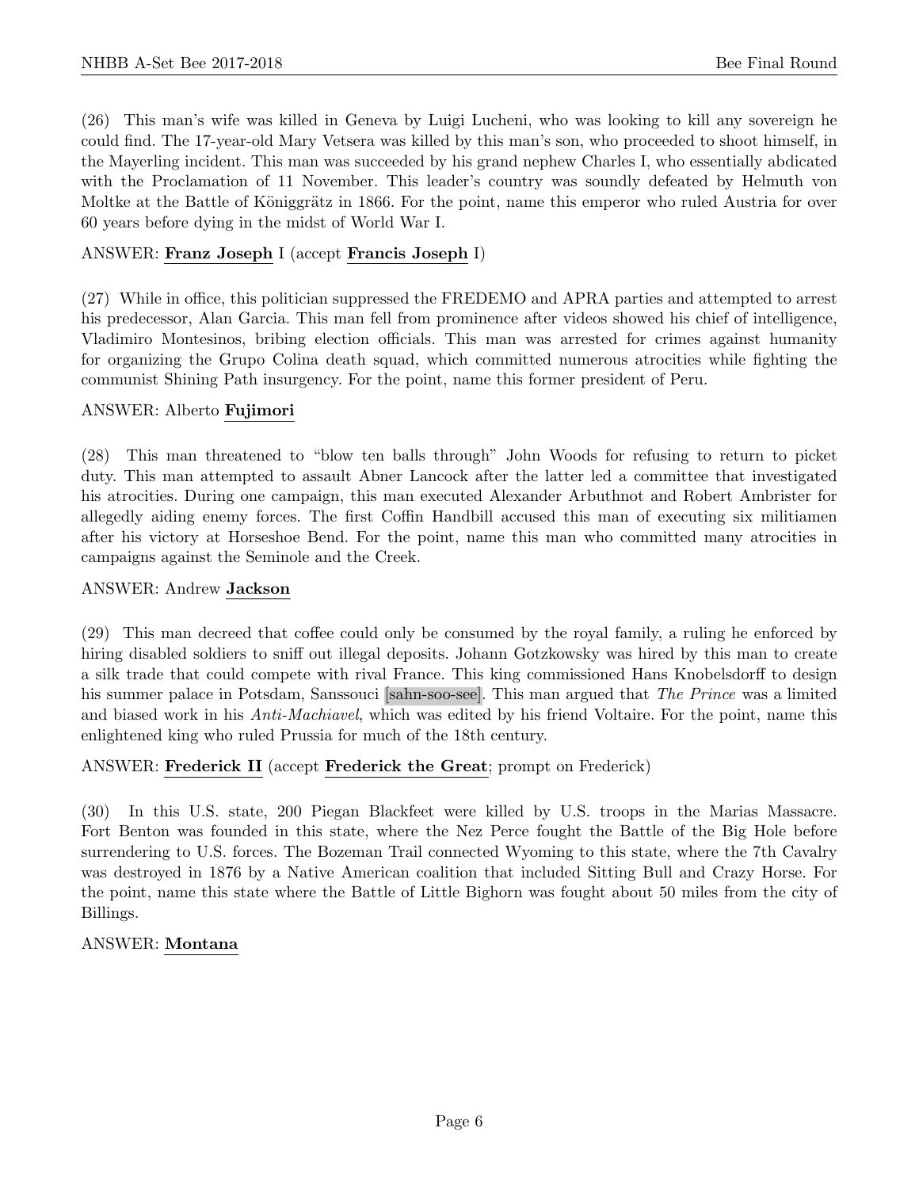(26) This man's wife was killed in Geneva by Luigi Lucheni, who was looking to kill any sovereign he could find. The 17-year-old Mary Vetsera was killed by this man's son, who proceeded to shoot himself, in the Mayerling incident. This man was succeeded by his grand nephew Charles I, who essentially abdicated with the Proclamation of 11 November. This leader's country was soundly defeated by Helmuth von Moltke at the Battle of Königgrätz in 1866. For the point, name this emperor who ruled Austria for over 60 years before dying in the midst of World War I.

ANSWER: **Franz Joseph** I (accept **Francis Joseph** I)

(27) While in office, this politician suppressed the FREDEMO and APRA parties and attempted to arrest his predecessor, Alan Garcia. This man fell from prominence after videos showed his chief of intelligence, Vladimiro Montesinos, bribing election officials. This man was arrested for crimes against humanity for organizing the Grupo Colina death squad, which committed numerous atrocities while fighting the communist Shining Path insurgency. For the point, name this former president of Peru.

ANSWER: Alberto **Fujimori**

(28) This man threatened to "blow ten balls through" John Woods for refusing to return to picket duty. This man attempted to assault Abner Lancock after the latter led a committee that investigated his atrocities. During one campaign, this man executed Alexander Arbuthnot and Robert Ambrister for allegedly aiding enemy forces. The first Coffin Handbill accused this man of executing six militiamen after his victory at Horseshoe Bend. For the point, name this man who committed many atrocities in campaigns against the Seminole and the Creek.

ANSWER: Andrew **Jackson**

(29) This man decreed that coffee could only be consumed by the royal family, a ruling he enforced by hiring disabled soldiers to sniff out illegal deposits. Johann Gotzkowsky was hired by this man to create a silk trade that could compete with rival France. This king commissioned Hans Knobelsdorff to design his summer palace in Potsdam, Sanssouci [sahn-soo-see]. This man argued that *The Prince* was a limited and biased work in his *Anti-Machiavel*, which was edited by his friend Voltaire. For the point, name this enlightened king who ruled Prussia for much of the 18th century.

ANSWER: **Frederick II** (accept **Frederick the Great**; prompt on Frederick)

(30) In this U.S. state, 200 Piegan Blackfeet were killed by U.S. troops in the Marias Massacre. Fort Benton was founded in this state, where the Nez Perce fought the Battle of the Big Hole before surrendering to U.S. forces. The Bozeman Trail connected Wyoming to this state, where the 7th Cavalry was destroyed in 1876 by a Native American coalition that included Sitting Bull and Crazy Horse. For the point, name this state where the Battle of Little Bighorn was fought about 50 miles from the city of Billings.

ANSWER: **Montana**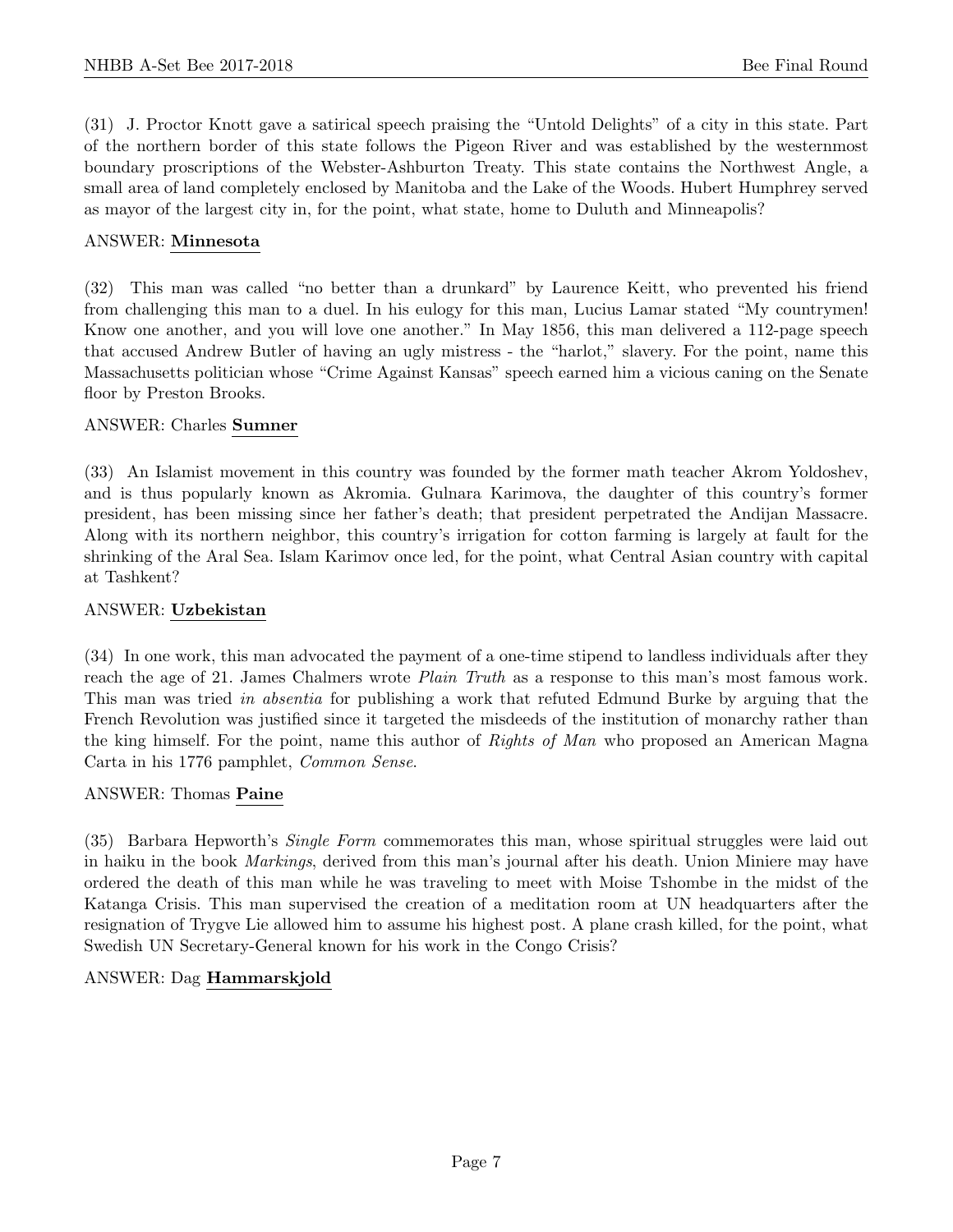(31) J. Proctor Knott gave a satirical speech praising the "Untold Delights" of a city in this state. Part of the northern border of this state follows the Pigeon River and was established by the westernmost boundary proscriptions of the Webster-Ashburton Treaty. This state contains the Northwest Angle, a small area of land completely enclosed by Manitoba and the Lake of the Woods. Hubert Humphrey served as mayor of the largest city in, for the point, what state, home to Duluth and Minneapolis?

ANSWER: **Minnesota**

(32) This man was called "no better than a drunkard" by Laurence Keitt, who prevented his friend from challenging this man to a duel. In his eulogy for this man, Lucius Lamar stated "My countrymen! Know one another, and you will love one another." In May 1856, this man delivered a 112-page speech that accused Andrew Butler of having an ugly mistress - the "harlot," slavery. For the point, name this Massachusetts politician whose "Crime Against Kansas" speech earned him a vicious caning on the Senate floor by Preston Brooks.

ANSWER: Charles **Sumner**

(33) An Islamist movement in this country was founded by the former math teacher Akrom Yoldoshev, and is thus popularly known as Akromia. Gulnara Karimova, the daughter of this country's former president, has been missing since her father's death; that president perpetrated the Andijan Massacre. Along with its northern neighbor, this country's irrigation for cotton farming is largely at fault for the shrinking of the Aral Sea. Islam Karimov once led, for the point, what Central Asian country with capital at Tashkent?

ANSWER: **Uzbekistan**

(34) In one work, this man advocated the payment of a one-time stipend to landless individuals after they reach the age of 21. James Chalmers wrote *Plain Truth* as a response to this man's most famous work. This man was tried *in absentia* for publishing a work that refuted Edmund Burke by arguing that the French Revolution was justified since it targeted the misdeeds of the institution of monarchy rather than the king himself. For the point, name this author of *Rights of Man* who proposed an American Magna Carta in his 1776 pamphlet, *Common Sense*.

ANSWER: Thomas **Paine**

(35) Barbara Hepworth's *Single Form* commemorates this man, whose spiritual struggles were laid out in haiku in the book *Markings*, derived from this man's journal after his death. Union Miniere may have ordered the death of this man while he was traveling to meet with Moise Tshombe in the midst of the Katanga Crisis. This man supervised the creation of a meditation room at UN headquarters after the resignation of Trygve Lie allowed him to assume his highest post. A plane crash killed, for the point, what Swedish UN Secretary-General known for his work in the Congo Crisis?

ANSWER: Dag **Hammarskjold**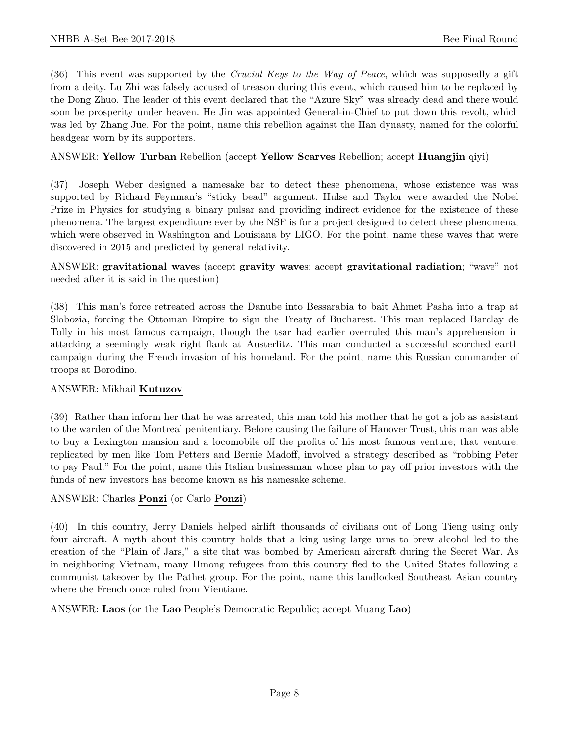(36) This event was supported by the *Crucial Keys to the Way of Peace*, which was supposedly a gift from a deity. Lu Zhi was falsely accused of treason during this event, which caused him to be replaced by the Dong Zhuo. The leader of this event declared that the "Azure Sky" was already dead and there would soon be prosperity under heaven. He Jin was appointed General-in-Chief to put down this revolt, which was led by Zhang Jue. For the point, name this rebellion against the Han dynasty, named for the colorful headgear worn by its supporters.

ANSWER: **Yellow Turban** Rebellion (accept **Yellow Scarves** Rebellion; accept **Huangjin** qiyi)

(37) Joseph Weber designed a namesake bar to detect these phenomena, whose existence was was supported by Richard Feynman's "sticky bead" argument. Hulse and Taylor were awarded the Nobel Prize in Physics for studying a binary pulsar and providing indirect evidence for the existence of these phenomena. The largest expenditure ever by the NSF is for a project designed to detect these phenomena, which were observed in Washington and Louisiana by LIGO. For the point, name these waves that were discovered in 2015 and predicted by general relativity.

ANSWER: **gravitational wave**s (accept **gravity wave**s; accept **gravitational radiation**; "wave" not needed after it is said in the question)

(38) This man's force retreated across the Danube into Bessarabia to bait Ahmet Pasha into a trap at Slobozia, forcing the Ottoman Empire to sign the Treaty of Bucharest. This man replaced Barclay de Tolly in his most famous campaign, though the tsar had earlier overruled this man's apprehension in attacking a seemingly weak right flank at Austerlitz. This man conducted a successful scorched earth campaign during the French invasion of his homeland. For the point, name this Russian commander of troops at Borodino.

ANSWER: Mikhail **Kutuzov**

(39) Rather than inform her that he was arrested, this man told his mother that he got a job as assistant to the warden of the Montreal penitentiary. Before causing the failure of Hanover Trust, this man was able to buy a Lexington mansion and a locomobile off the profits of his most famous venture; that venture, replicated by men like Tom Petters and Bernie Madoff, involved a strategy described as "robbing Peter to pay Paul." For the point, name this Italian businessman whose plan to pay off prior investors with the funds of new investors has become known as his namesake scheme.

ANSWER: Charles **Ponzi** (or Carlo **Ponzi**)

(40) In this country, Jerry Daniels helped airlift thousands of civilians out of Long Tieng using only four aircraft. A myth about this country holds that a king using large urns to brew alcohol led to the creation of the "Plain of Jars," a site that was bombed by American aircraft during the Secret War. As in neighboring Vietnam, many Hmong refugees from this country fled to the United States following a communist takeover by the Pathet group. For the point, name this landlocked Southeast Asian country where the French once ruled from Vientiane.

ANSWER: **Laos** (or the **Lao** People's Democratic Republic; accept Muang **Lao**)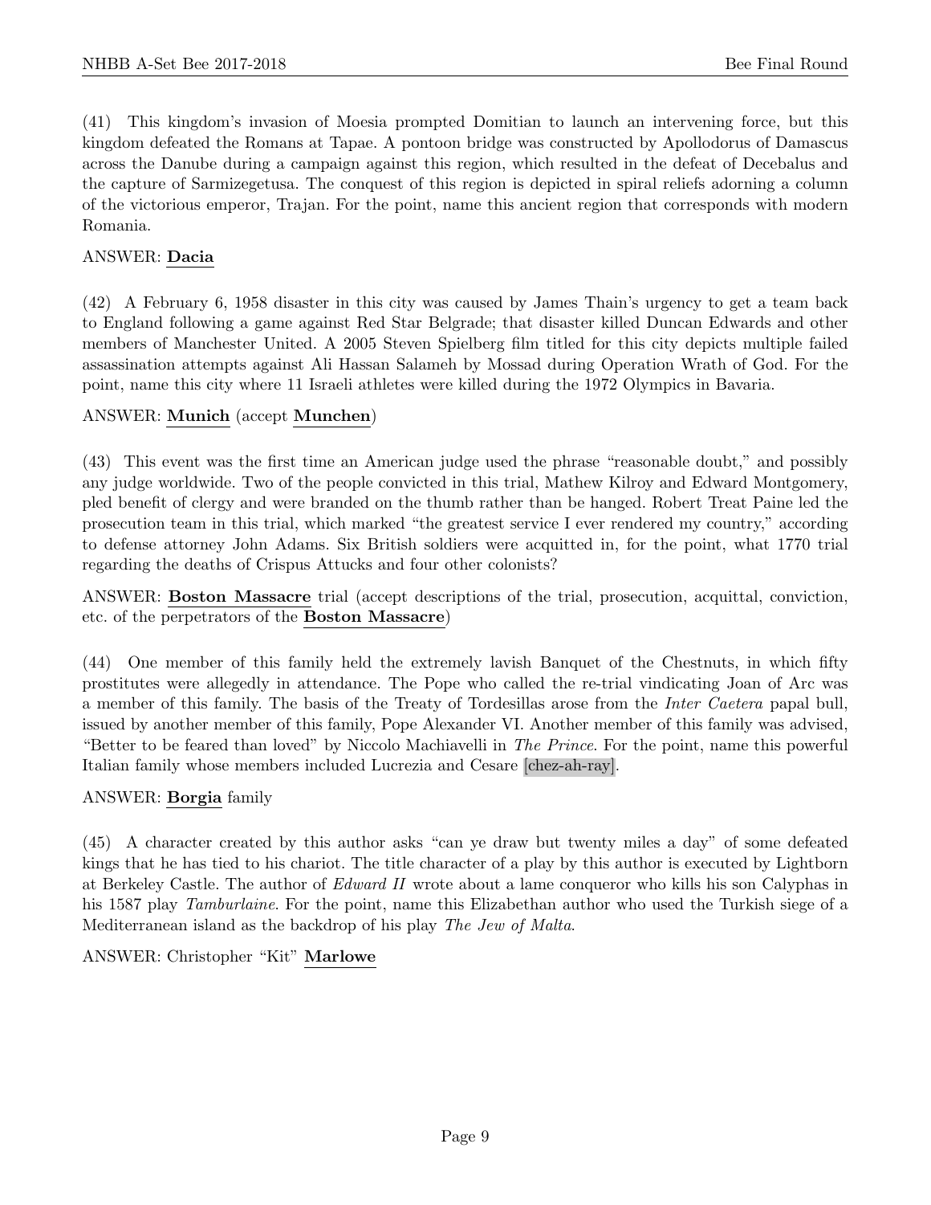(41) This kingdom's invasion of Moesia prompted Domitian to launch an intervening force, but this kingdom defeated the Romans at Tapae. A pontoon bridge was constructed by Apollodorus of Damascus across the Danube during a campaign against this region, which resulted in the defeat of Decebalus and the capture of Sarmizegetusa. The conquest of this region is depicted in spiral reliefs adorning a column of the victorious emperor, Trajan. For the point, name this ancient region that corresponds with modern Romania.

ANSWER: **Dacia**

(42) A February 6, 1958 disaster in this city was caused by James Thain's urgency to get a team back to England following a game against Red Star Belgrade; that disaster killed Duncan Edwards and other members of Manchester United. A 2005 Steven Spielberg film titled for this city depicts multiple failed assassination attempts against Ali Hassan Salameh by Mossad during Operation Wrath of God. For the point, name this city where 11 Israeli athletes were killed during the 1972 Olympics in Bavaria.

ANSWER: **Munich** (accept **Munchen**)

(43) This event was the first time an American judge used the phrase "reasonable doubt," and possibly any judge worldwide. Two of the people convicted in this trial, Mathew Kilroy and Edward Montgomery, pled benefit of clergy and were branded on the thumb rather than be hanged. Robert Treat Paine led the prosecution team in this trial, which marked "the greatest service I ever rendered my country," according to defense attorney John Adams. Six British soldiers were acquitted in, for the point, what 1770 trial regarding the deaths of Crispus Attucks and four other colonists?

ANSWER: **Boston Massacre** trial (accept descriptions of the trial, prosecution, acquittal, conviction, etc. of the perpetrators of the **Boston Massacre**)

(44) One member of this family held the extremely lavish Banquet of the Chestnuts, in which fifty prostitutes were allegedly in attendance. The Pope who called the re-trial vindicating Joan of Arc was a member of this family. The basis of the Treaty of Tordesillas arose from the *Inter Caetera* papal bull, issued by another member of this family, Pope Alexander VI. Another member of this family was advised, "Better to be feared than loved" by Niccolo Machiavelli in *The Prince*. For the point, name this powerful Italian family whose members included Lucrezia and Cesare [chez-ah-ray].

ANSWER: **Borgia** family

(45) A character created by this author asks "can ye draw but twenty miles a day" of some defeated kings that he has tied to his chariot. The title character of a play by this author is executed by Lightborn at Berkeley Castle. The author of *Edward II* wrote about a lame conqueror who kills his son Calyphas in his 1587 play *Tamburlaine*. For the point, name this Elizabethan author who used the Turkish siege of a Mediterranean island as the backdrop of his play *The Jew of Malta*.

ANSWER: Christopher "Kit" **Marlowe**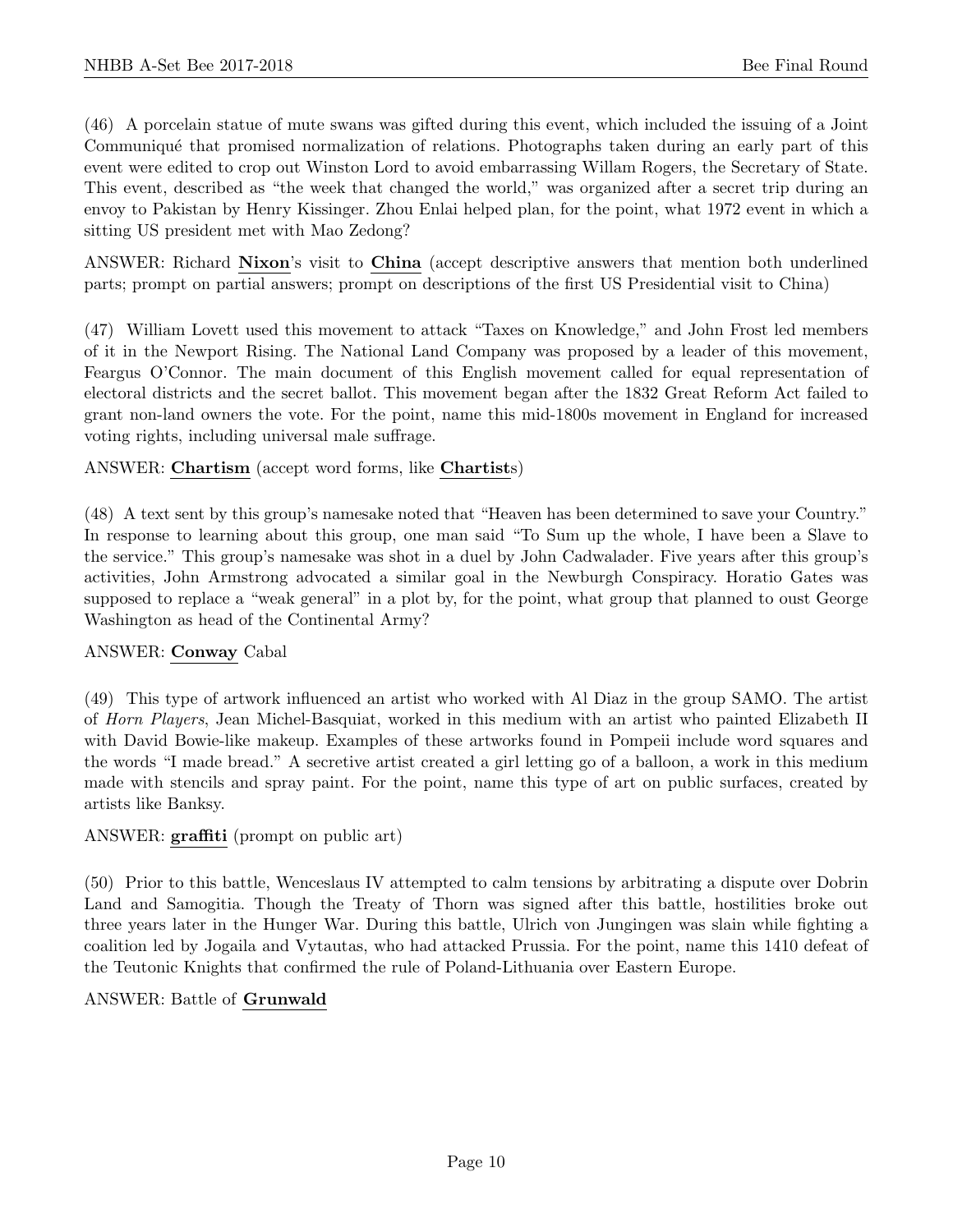(46) A porcelain statue of mute swans was gifted during this event, which included the issuing of a Joint Communiqué that promised normalization of relations. Photographs taken during an early part of this event were edited to crop out Winston Lord to avoid embarrassing Willam Rogers, the Secretary of State. This event, described as "the week that changed the world," was organized after a secret trip during an envoy to Pakistan by Henry Kissinger. Zhou Enlai helped plan, for the point, what 1972 event in which a sitting US president met with Mao Zedong?

ANSWER: Richard **Nixon**'s visit to **China** (accept descriptive answers that mention both underlined parts; prompt on partial answers; prompt on descriptions of the first US Presidential visit to China)

(47) William Lovett used this movement to attack "Taxes on Knowledge," and John Frost led members of it in the Newport Rising. The National Land Company was proposed by a leader of this movement, Feargus O'Connor. The main document of this English movement called for equal representation of electoral districts and the secret ballot. This movement began after the 1832 Great Reform Act failed to grant non-land owners the vote. For the point, name this mid-1800s movement in England for increased voting rights, including universal male suffrage.

ANSWER: **Chartism** (accept word forms, like **Chartist**s)

(48) A text sent by this group's namesake noted that "Heaven has been determined to save your Country." In response to learning about this group, one man said "To Sum up the whole, I have been a Slave to the service." This group's namesake was shot in a duel by John Cadwalader. Five years after this group's activities, John Armstrong advocated a similar goal in the Newburgh Conspiracy. Horatio Gates was supposed to replace a "weak general" in a plot by, for the point, what group that planned to oust George Washington as head of the Continental Army?

ANSWER: **Conway** Cabal

(49) This type of artwork influenced an artist who worked with Al Diaz in the group SAMO. The artist of *Horn Players*, Jean Michel-Basquiat, worked in this medium with an artist who painted Elizabeth II with David Bowie-like makeup. Examples of these artworks found in Pompeii include word squares and the words "I made bread." A secretive artist created a girl letting go of a balloon, a work in this medium made with stencils and spray paint. For the point, name this type of art on public surfaces, created by artists like Banksy.

ANSWER: **graffiti** (prompt on public art)

(50) Prior to this battle, Wenceslaus IV attempted to calm tensions by arbitrating a dispute over Dobrin Land and Samogitia. Though the Treaty of Thorn was signed after this battle, hostilities broke out three years later in the Hunger War. During this battle, Ulrich von Jungingen was slain while fighting a coalition led by Jogaila and Vytautas, who had attacked Prussia. For the point, name this 1410 defeat of the Teutonic Knights that confirmed the rule of Poland-Lithuania over Eastern Europe.

ANSWER: Battle of **Grunwald**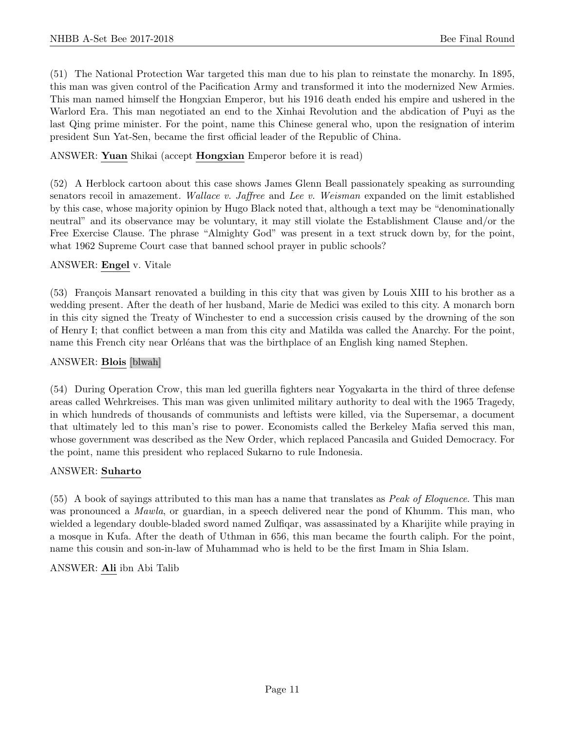(51) The National Protection War targeted this man due to his plan to reinstate the monarchy. In 1895, this man was given control of the Pacification Army and transformed it into the modernized New Armies. This man named himself the Hongxian Emperor, but his 1916 death ended his empire and ushered in the Warlord Era. This man negotiated an end to the Xinhai Revolution and the abdication of Puyi as the last Qing prime minister. For the point, name this Chinese general who, upon the resignation of interim president Sun Yat-Sen, became the first official leader of the Republic of China.

ANSWER: **Yuan** Shikai (accept **Hongxian** Emperor before it is read)

(52) A Herblock cartoon about this case shows James Glenn Beall passionately speaking as surrounding senators recoil in amazement. *Wallace v. Jaffree* and *Lee v. Weisman* expanded on the limit established by this case, whose majority opinion by Hugo Black noted that, although a text may be "denominationally neutral" and its observance may be voluntary, it may still violate the Establishment Clause and/or the Free Exercise Clause. The phrase "Almighty God" was present in a text struck down by, for the point, what 1962 Supreme Court case that banned school prayer in public schools?

ANSWER: **Engel** v. Vitale

(53) François Mansart renovated a building in this city that was given by Louis XIII to his brother as a wedding present. After the death of her husband, Marie de Medici was exiled to this city. A monarch born in this city signed the Treaty of Winchester to end a succession crisis caused by the drowning of the son of Henry I; that conflict between a man from this city and Matilda was called the Anarchy. For the point, name this French city near Orléans that was the birthplace of an English king named Stephen.

ANSWER: **Blois** [blwah]

(54) During Operation Crow, this man led guerilla fighters near Yogyakarta in the third of three defense areas called Wehrkreises. This man was given unlimited military authority to deal with the 1965 Tragedy, in which hundreds of thousands of communists and leftists were killed, via the Supersemar, a document that ultimately led to this man's rise to power. Economists called the Berkeley Mafia served this man, whose government was described as the New Order, which replaced Pancasila and Guided Democracy. For the point, name this president who replaced Sukarno to rule Indonesia.

ANSWER: **Suharto**

(55) A book of sayings attributed to this man has a name that translates as *Peak of Eloquence*. This man was pronounced a *Mawla*, or guardian, in a speech delivered near the pond of Khumm. This man, who wielded a legendary double-bladed sword named Zulfiqar, was assassinated by a Kharijite while praying in a mosque in Kufa. After the death of Uthman in 656, this man became the fourth caliph. For the point, name this cousin and son-in-law of Muhammad who is held to be the first Imam in Shia Islam.

ANSWER: **Ali** ibn Abi Talib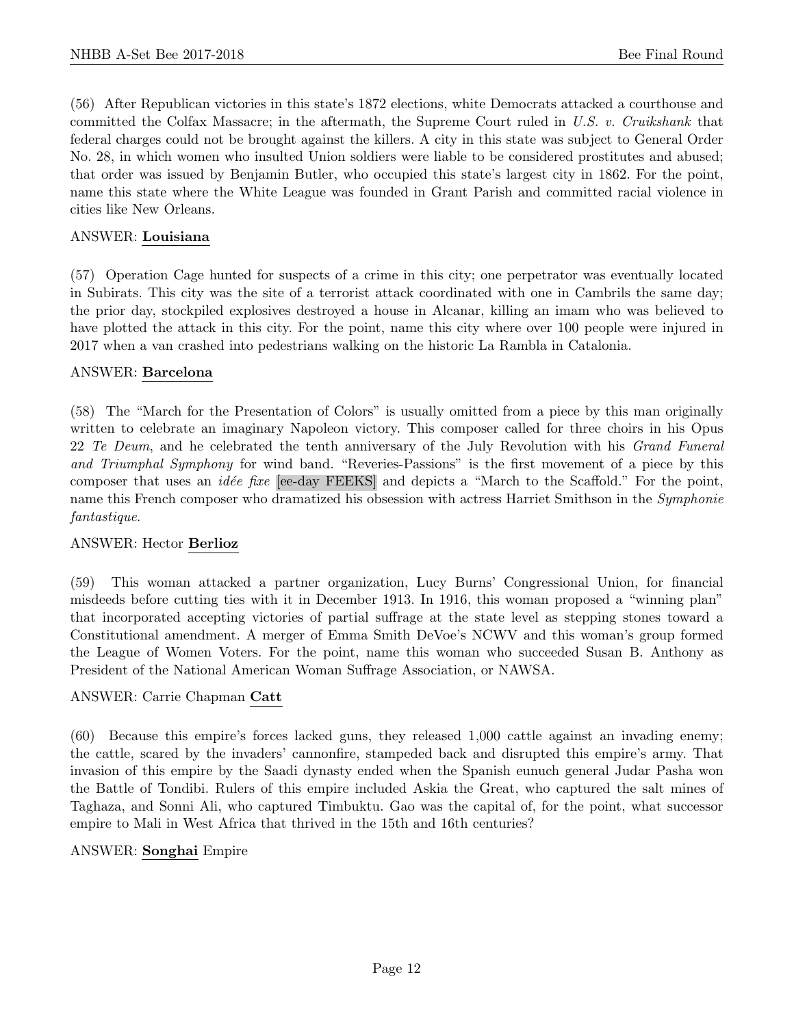(56) After Republican victories in this state's 1872 elections, white Democrats attacked a courthouse and committed the Colfax Massacre; in the aftermath, the Supreme Court ruled in *U.S. v. Cruikshank* that federal charges could not be brought against the killers. A city in this state was subject to General Order No. 28, in which women who insulted Union soldiers were liable to be considered prostitutes and abused; that order was issued by Benjamin Butler, who occupied this state's largest city in 1862. For the point, name this state where the White League was founded in Grant Parish and committed racial violence in cities like New Orleans.

ANSWER: **Louisiana**

(57) Operation Cage hunted for suspects of a crime in this city; one perpetrator was eventually located in Subirats. This city was the site of a terrorist attack coordinated with one in Cambrils the same day; the prior day, stockpiled explosives destroyed a house in Alcanar, killing an imam who was believed to have plotted the attack in this city. For the point, name this city where over 100 people were injured in 2017 when a van crashed into pedestrians walking on the historic La Rambla in Catalonia.

ANSWER: **Barcelona**

(58) The "March for the Presentation of Colors" is usually omitted from a piece by this man originally written to celebrate an imaginary Napoleon victory. This composer called for three choirs in his Opus 22 *Te Deum*, and he celebrated the tenth anniversary of the July Revolution with his *Grand Funeral and Triumphal Symphony* for wind band. "Reveries-Passions" is the first movement of a piece by this composer that uses an *idée fixe* [ee-day FEEKS] and depicts a "March to the Scaffold." For the point, name this French composer who dramatized his obsession with actress Harriet Smithson in the *Symphonie fantastique*.

ANSWER: Hector **Berlioz**

(59) This woman attacked a partner organization, Lucy Burns' Congressional Union, for financial misdeeds before cutting ties with it in December 1913. In 1916, this woman proposed a "winning plan" that incorporated accepting victories of partial suffrage at the state level as stepping stones toward a Constitutional amendment. A merger of Emma Smith DeVoe's NCWV and this woman's group formed the League of Women Voters. For the point, name this woman who succeeded Susan B. Anthony as President of the National American Woman Suffrage Association, or NAWSA.

ANSWER: Carrie Chapman **Catt**

(60) Because this empire's forces lacked guns, they released 1,000 cattle against an invading enemy; the cattle, scared by the invaders' cannonfire, stampeded back and disrupted this empire's army. That invasion of this empire by the Saadi dynasty ended when the Spanish eunuch general Judar Pasha won the Battle of Tondibi. Rulers of this empire included Askia the Great, who captured the salt mines of Taghaza, and Sonni Ali, who captured Timbuktu. Gao was the capital of, for the point, what successor empire to Mali in West Africa that thrived in the 15th and 16th centuries?

ANSWER: **Songhai** Empire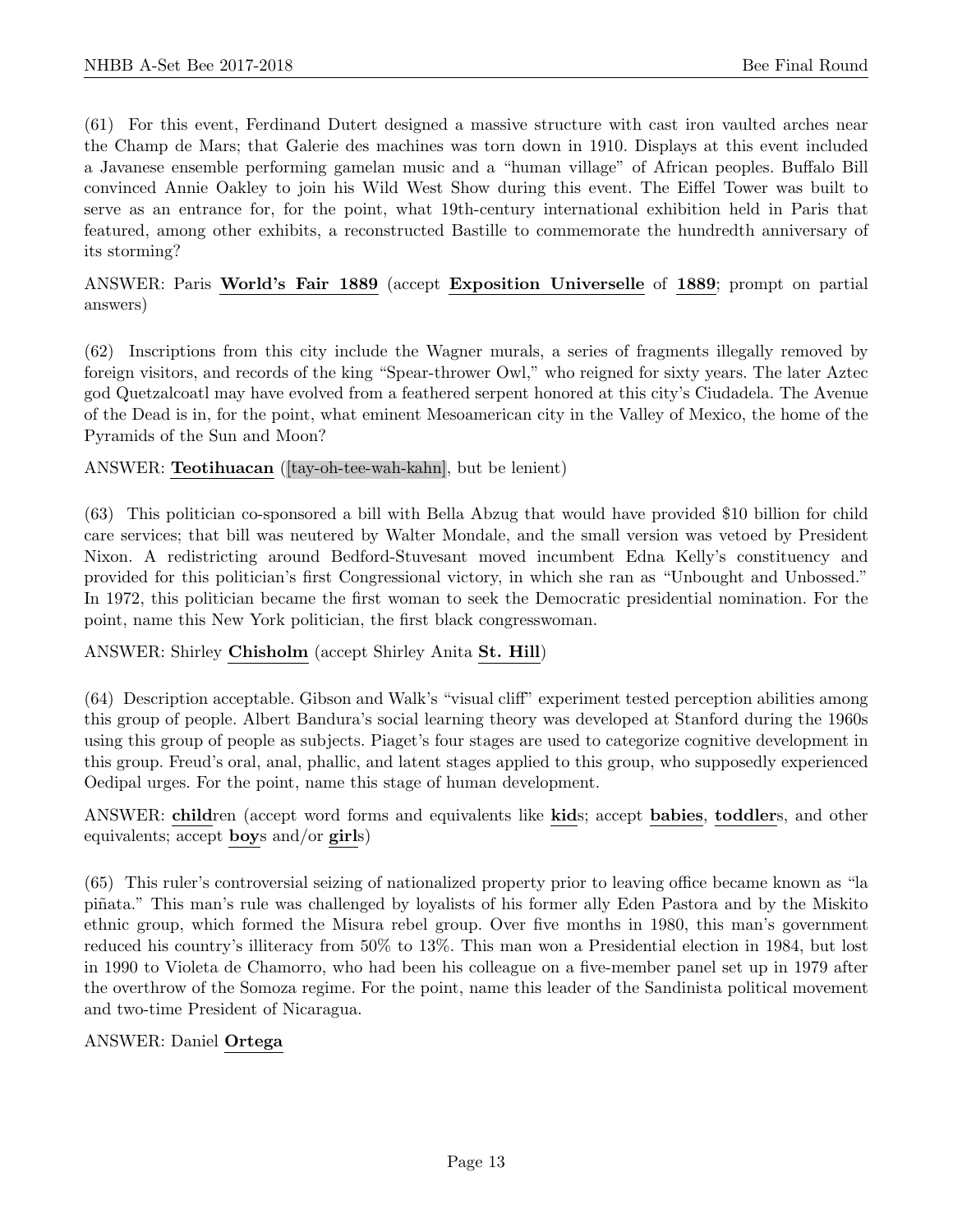(61) For this event, Ferdinand Dutert designed a massive structure with cast iron vaulted arches near the Champ de Mars; that Galerie des machines was torn down in 1910. Displays at this event included a Javanese ensemble performing gamelan music and a "human village" of African peoples. Buffalo Bill convinced Annie Oakley to join his Wild West Show during this event. The Eiffel Tower was built to serve as an entrance for, for the point, what 19th-century international exhibition held in Paris that featured, among other exhibits, a reconstructed Bastille to commemorate the hundredth anniversary of its storming?

ANSWER: Paris **World's Fair 1889** (accept **Exposition Universelle** of **1889**; prompt on partial answers)

(62) Inscriptions from this city include the Wagner murals, a series of fragments illegally removed by foreign visitors, and records of the king "Spear-thrower Owl," who reigned for sixty years. The later Aztec god Quetzalcoatl may have evolved from a feathered serpent honored at this city's Ciudadela. The Avenue of the Dead is in, for the point, what eminent Mesoamerican city in the Valley of Mexico, the home of the Pyramids of the Sun and Moon?

ANSWER: **Teotihuacan** ([tay-oh-tee-wah-kahn], but be lenient)

(63) This politician co-sponsored a bill with Bella Abzug that would have provided $10 billion for child care services; that bill was neutered by Walter Mondale, and the small version was vetoed by President Nixon. A redistricting around Bedford-Stuvesant moved incumbent Edna Kelly's constituency and provided for this politician's first Congressional victory, in which she ran as "Unbought and Unbossed." In 1972, this politician became the first woman to seek the Democratic presidential nomination. For the point, name this New York politician, the first black congresswoman.

ANSWER: Shirley **Chisholm** (accept Shirley Anita **St. Hill**)

(64) Description acceptable. Gibson and Walk's "visual cliff" experiment tested perception abilities among this group of people. Albert Bandura's social learning theory was developed at Stanford during the 1960s using this group of people as subjects. Piaget's four stages are used to categorize cognitive development in this group. Freud's oral, anal, phallic, and latent stages applied to this group, who supposedly experienced Oedipal urges. For the point, name this stage of human development.

ANSWER: **child**ren (accept word forms and equivalents like **kid**s; accept **babies**, **toddler**s, and other equivalents; accept **boy**s and/or **girl**s)

(65) This ruler's controversial seizing of nationalized property prior to leaving office became known as "la piñata." This man's rule was challenged by loyalists of his former ally Eden Pastora and by the Miskito ethnic group, which formed the Misura rebel group. Over five months in 1980, this man's government reduced his country's illiteracy from 50% to 13%. This man won a Presidential election in 1984, but lost in 1990 to Violeta de Chamorro, who had been his colleague on a five-member panel set up in 1979 after the overthrow of the Somoza regime. For the point, name this leader of the Sandinista political movement and two-time President of Nicaragua.

ANSWER: Daniel **Ortega**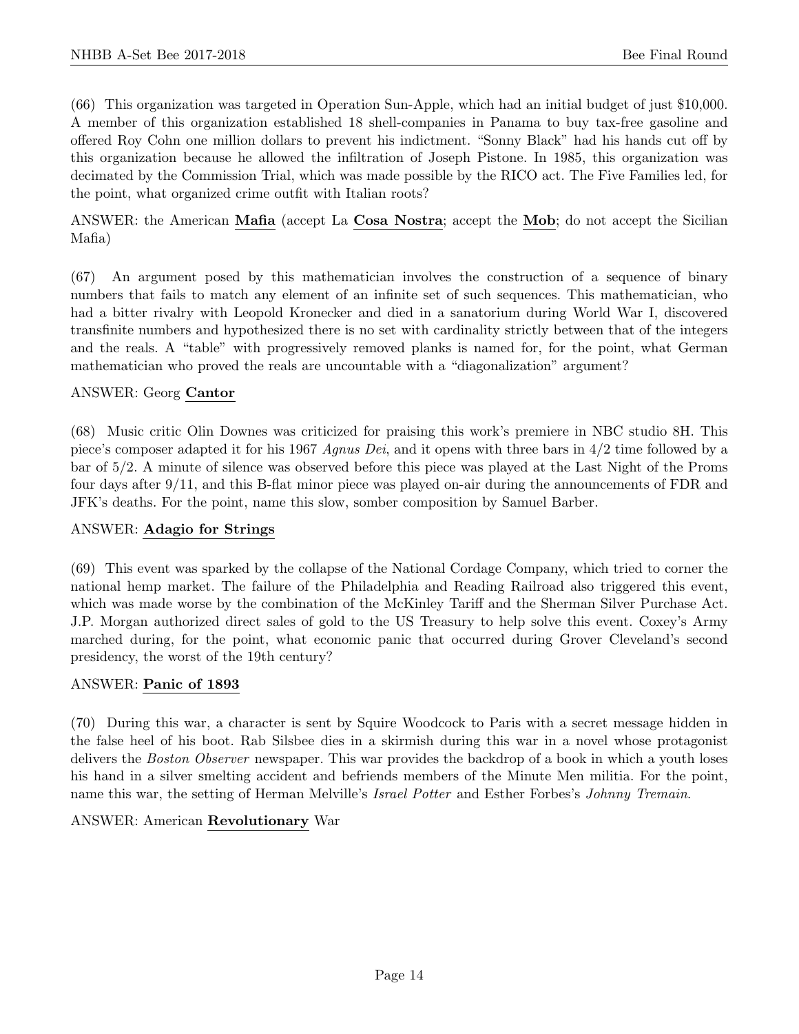(66) This organization was targeted in Operation Sun-Apple, which had an initial budget of just $10,000. A member of this organization established 18 shell-companies in Panama to buy tax-free gasoline and offered Roy Cohn one million dollars to prevent his indictment. "Sonny Black" had his hands cut off by this organization because he allowed the infiltration of Joseph Pistone. In 1985, this organization was decimated by the Commission Trial, which was made possible by the RICO act. The Five Families led, for the point, what organized crime outfit with Italian roots?

ANSWER: the American **Mafia** (accept La **Cosa Nostra**; accept the **Mob**; do not accept the Sicilian Mafia)

(67) An argument posed by this mathematician involves the construction of a sequence of binary numbers that fails to match any element of an infinite set of such sequences. This mathematician, who had a bitter rivalry with Leopold Kronecker and died in a sanatorium during World War I, discovered transfinite numbers and hypothesized there is no set with cardinality strictly between that of the integers and the reals. A "table" with progressively removed planks is named for, for the point, what German mathematician who proved the reals are uncountable with a "diagonalization" argument?

ANSWER: Georg **Cantor**

(68) Music critic Olin Downes was criticized for praising this work's premiere in NBC studio 8H. This piece's composer adapted it for his 1967 *Agnus Dei*, and it opens with three bars in 4/2 time followed by a bar of 5/2. A minute of silence was observed before this piece was played at the Last Night of the Proms four days after 9/11, and this B-flat minor piece was played on-air during the announcements of FDR and JFK's deaths. For the point, name this slow, somber composition by Samuel Barber.

ANSWER: **Adagio for Strings**

(69) This event was sparked by the collapse of the National Cordage Company, which tried to corner the national hemp market. The failure of the Philadelphia and Reading Railroad also triggered this event, which was made worse by the combination of the McKinley Tariff and the Sherman Silver Purchase Act. J.P. Morgan authorized direct sales of gold to the US Treasury to help solve this event. Coxey's Army marched during, for the point, what economic panic that occurred during Grover Cleveland's second presidency, the worst of the 19th century?

ANSWER: **Panic of 1893**

(70) During this war, a character is sent by Squire Woodcock to Paris with a secret message hidden in the false heel of his boot. Rab Silsbee dies in a skirmish during this war in a novel whose protagonist delivers the *Boston Observer* newspaper. This war provides the backdrop of a book in which a youth loses his hand in a silver smelting accident and befriends members of the Minute Men militia. For the point, name this war, the setting of Herman Melville's *Israel Potter* and Esther Forbes's *Johnny Tremain*.

ANSWER: American **Revolutionary** War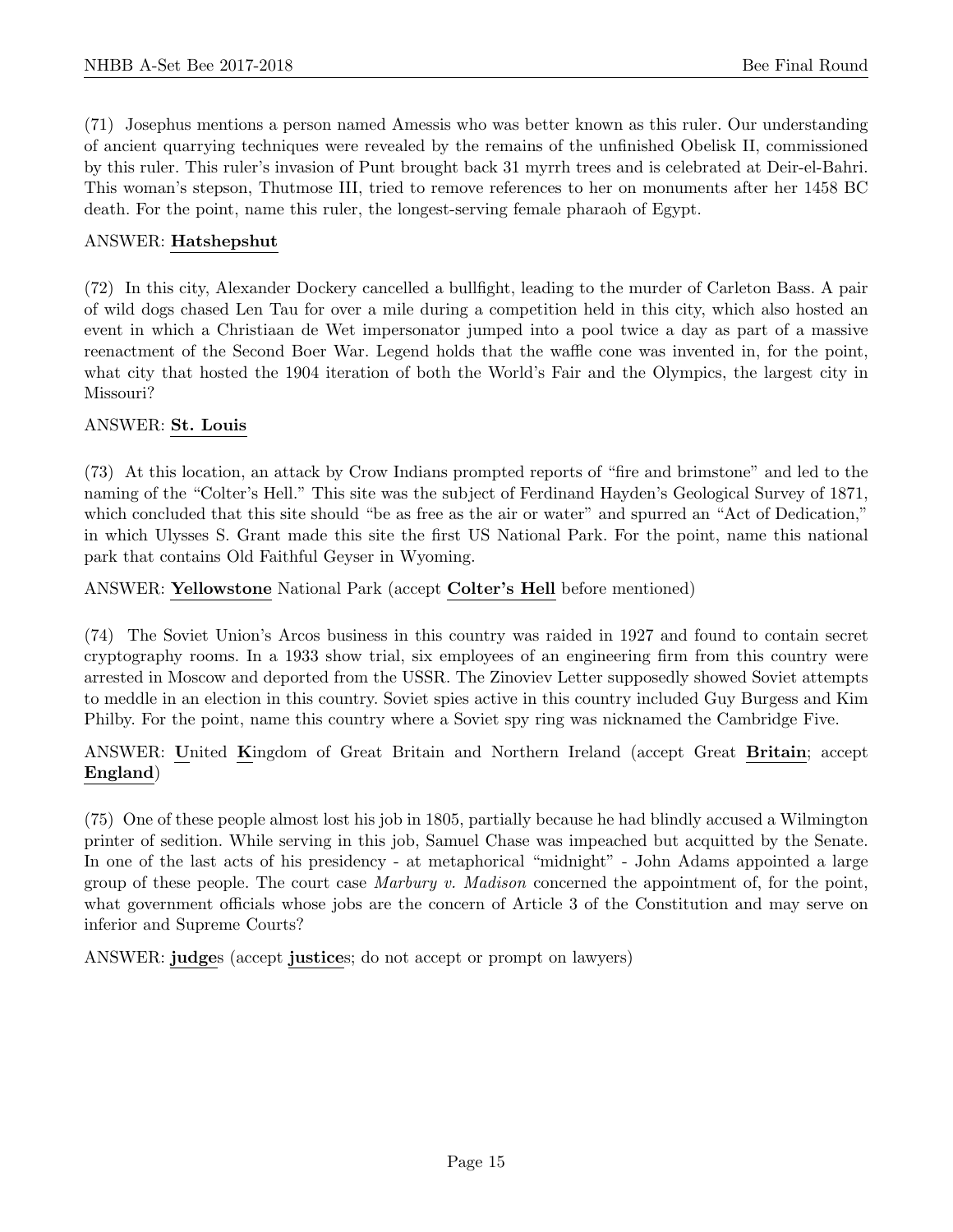(71) Josephus mentions a person named Amessis who was better known as this ruler. Our understanding of ancient quarrying techniques were revealed by the remains of the unfinished Obelisk II, commissioned by this ruler. This ruler's invasion of Punt brought back 31 myrrh trees and is celebrated at Deir-el-Bahri. This woman's stepson, Thutmose III, tried to remove references to her on monuments after her 1458 BC death. For the point, name this ruler, the longest-serving female pharaoh of Egypt.

ANSWER: **Hatshepsut**

(72) In this city, Alexander Dockery cancelled a bullfight, leading to the murder of Carleton Bass. A pair of wild dogs chased Len Tau for over a mile during a competition held in this city, which also hosted an event in which a Christiaan de Wet impersonator jumped into a pool twice a day as part of a massive reenactment of the Second Boer War. Legend holds that the waffle cone was invented in, for the point, what city that hosted the 1904 iteration of both the World's Fair and the Olympics, the largest city in Missouri?

ANSWER: **St. Louis**

(73) At this location, an attack by Crow Indians prompted reports of "fire and brimstone" and led to the naming of the "Colter's Hell." This site was the subject of Ferdinand Hayden's Geological Survey of 1871, which concluded that this site should "be as free as the air or water" and spurred an "Act of Dedication," in which Ulysses S. Grant made this site the first US National Park. For the point, name this national park that contains Old Faithful Geyser in Wyoming.

ANSWER: **Yellowstone** National Park (accept **Colter's Hell** before mentioned)

(74) The Soviet Union's Arcos business in this country was raided in 1927 and found to contain secret cryptography rooms. In a 1933 show trial, six employees of an engineering firm from this country were arrested in Moscow and deported from the USSR. The Zinoviev Letter supposedly showed Soviet attempts to meddle in an election in this country. Soviet spies active in this country included Guy Burgess and Kim Philby. For the point, name this country where a Soviet spy ring was nicknamed the Cambridge Five.

ANSWER: **U**nited **K**ingdom of Great Britain and Northern Ireland (accept Great **Britain**; accept **England**)

(75) One of these people almost lost his job in 1805, partially because he had blindly accused a Wilmington printer of sedition. While serving in this job, Samuel Chase was impeached but acquitted by the Senate. In one of the last acts of his presidency - at metaphorical "midnight" - John Adams appointed a large group of these people. The court case *Marbury v. Madison* concerned the appointment of, for the point, what government officials whose jobs are the concern of Article 3 of the Constitution and may serve on inferior and Supreme Courts?

ANSWER: **judge**s (accept **justice**s; do not accept or prompt on lawyers)